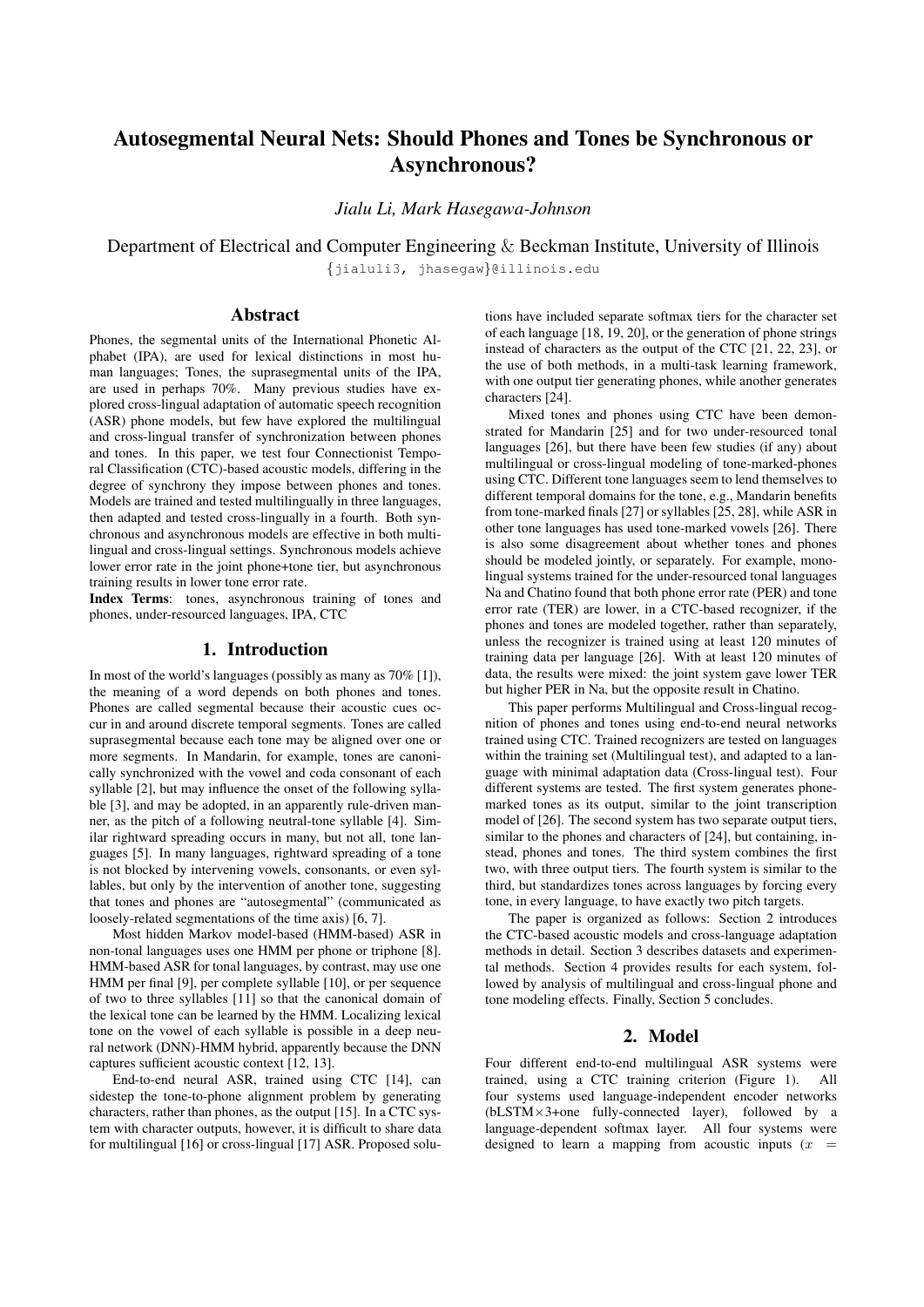# Autosegmental Neural Nets: Should Phones and Tones be Synchronous or Asynchronous?

*Jialu Li, Mark Hasegawa-Johnson*

Department of Electrical and Computer Engineering & Beckman Institute, University of Illinois

{jialuli3, jhasegaw}@illinois.edu

## Abstract

Phones, the segmental units of the International Phonetic Alphabet (IPA), are used for lexical distinctions in most human languages; Tones, the suprasegmental units of the IPA, are used in perhaps 70%. Many previous studies have explored cross-lingual adaptation of automatic speech recognition (ASR) phone models, but few have explored the multilingual and cross-lingual transfer of synchronization between phones and tones. In this paper, we test four Connectionist Temporal Classification (CTC)-based acoustic models, differing in the degree of synchrony they impose between phones and tones. Models are trained and tested multilingually in three languages, then adapted and tested cross-lingually in a fourth. Both synchronous and asynchronous models are effective in both multilingual and cross-lingual settings. Synchronous models achieve lower error rate in the joint phone+tone tier, but asynchronous training results in lower tone error rate.

**Index Terms**: tones, asynchronous training of tones and phones, under-resourced languages, IPA, CTC

## 1. Introduction

In most of the world's languages (possibly as many as 70% [1]), the meaning of a word depends on both phones and tones. Phones are called segmental because their acoustic cues occur in and around discrete temporal segments. Tones are called suprasegmental because each tone may be aligned over one or more segments. In Mandarin, for example, tones are canonically synchronized with the vowel and coda consonant of each syllable [2], but may influence the onset of the following syllable [3], and may be adopted, in an apparently rule-driven manner, as the pitch of a following neutral-tone syllable [4]. Similar rightward spreading occurs in many, but not all, tone languages [5]. In many languages, rightward spreading of a tone is not blocked by intervening vowels, consonants, or even syllables, but only by the intervention of another tone, suggesting that tones and phones are "autosegmental" (communicated as loosely-related segmentations of the time axis) [6, 7].

Most hidden Markov model-based (HMM-based) ASR in non-tonal languages uses one HMM per phone or triphone [8]. HMM-based ASR for tonal languages, by contrast, may use one HMM per final [9], per complete syllable [10], or per sequence of two to three syllables [11] so that the canonical domain of the lexical tone can be learned by the HMM. Localizing lexical tone on the vowel of each syllable is possible in a deep neural network (DNN)-HMM hybrid, apparently because the DNN captures sufficient acoustic context [12, 13].

End-to-end neural ASR, trained using CTC [14], can sidestep the tone-to-phone alignment problem by generating characters, rather than phones, as the output [15]. In a CTC system with character outputs, however, it is difficult to share data for multilingual [16] or cross-lingual [17] ASR. Proposed solutions have included separate softmax tiers for the character set of each language [18, 19, 20], or the generation of phone strings instead of characters as the output of the CTC [21, 22, 23], or the use of both methods, in a multi-task learning framework, with one output tier generating phones, while another generates characters [24].

Mixed tones and phones using CTC have been demonstrated for Mandarin [25] and for two under-resourced tonal languages [26], but there have been few studies (if any) about multilingual or cross-lingual modeling of tone-marked-phones using CTC. Different tone languages seem to lend themselves to different temporal domains for the tone, e.g., Mandarin benefits from tone-marked finals [27] or syllables [25, 28], while ASR in other tone languages has used tone-marked vowels [26]. There is also some disagreement about whether tones and phones should be modeled jointly, or separately. For example, monolingual systems trained for the under-resourced tonal languages Na and Chatino found that both phone error rate (PER) and tone error rate (TER) are lower, in a CTC-based recognizer, if the phones and tones are modeled together, rather than separately, unless the recognizer is trained using at least 120 minutes of training data per language [26]. With at least 120 minutes of data, the results were mixed: the joint system gave lower TER but higher PER in Na, but the opposite result in Chatino.

This paper performs Multilingual and Cross-lingual recognition of phones and tones using end-to-end neural networks trained using CTC. Trained recognizers are tested on languages within the training set (Multilingual test), and adapted to a language with minimal adaptation data (Cross-lingual test). Four different systems are tested. The first system generates phone-marked tones as its output, similar to the joint transcription model of [26]. The second system has two separate output tiers, similar to the phones and characters of [24], but containing, instead, phones and tones. The third system combines the first two, with three output tiers. The fourth system is similar to the third, but standardizes tones across languages by forcing every tone, in every language, to have exactly two pitch targets.

The paper is organized as follows: Section 2 introduces the CTC-based acoustic models and cross-language adaptation methods in detail. Section 3 describes datasets and experimental methods. Section 4 provides results for each system, followed by analysis of multilingual and cross-lingual phone and tone modeling effects. Finally, Section 5 concludes.

## 2. Model

Four different end-to-end multilingual ASR systems were trained, using a CTC training criterion (Figure 1). All four systems used language-independent encoder networks (bLSTM×3+one fully-connected layer), followed by a language-dependent softmax layer. All four systems were designed to learn a mapping from acoustic inputs ($x$ =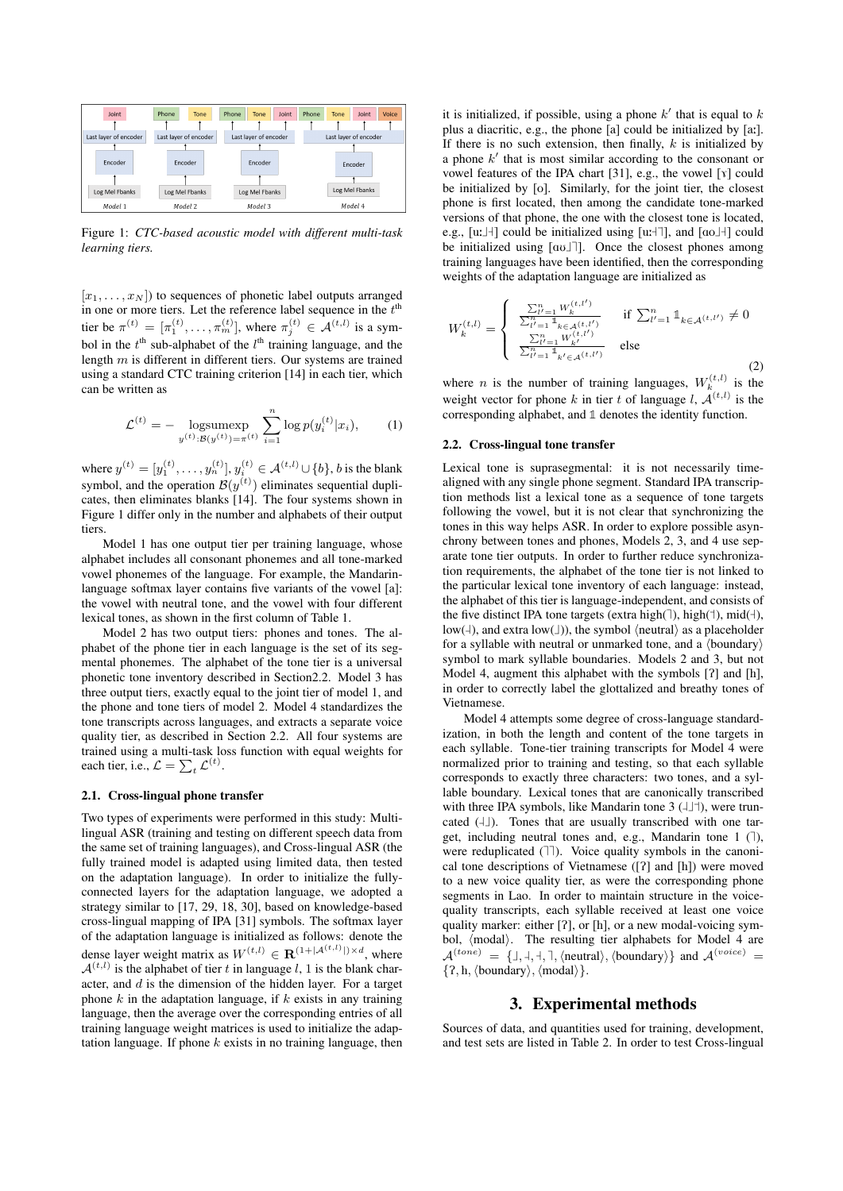Figure 1: *CTC-based acoustic model with different multi-task learning tiers.*

$[x_1, \ldots, x_N]$) to sequences of phonetic label outputs arranged in one or more tiers. Let the reference label sequence in the $t^{\text{th}}$ tier be $\pi^{(t)} = [\pi_1^{(t)}, \ldots, \pi_m^{(t)}]$, where $\pi_j^{(t)} \in \mathcal{A}^{(t,l)}$ is a symbol in the $t^{\text{th}}$ sub-alphabet of the $l^{\text{th}}$ training language, and the length $m$ is different in different tiers. Our systems are trained using a standard CTC training criterion [14] in each tier, which can be written as

$$\mathcal{L}^{(t)} = -\underset{y^{(t)}:\mathcal{B}(y^{(t)})=\pi^{(t)}}{\text{logsumexp}} \sum_{i=1}^{n} \log p(y_i^{(t)}|x_i), \tag{1}$$

where $y^{(t)} = [y_1^{(t)}, \ldots, y_n^{(t)}]$, $y_i^{(t)} \in \mathcal{A}^{(t,l)} \cup \{b\}$, $b$ is the blank symbol, and the operation $\mathcal{B}(y^{(t)})$ eliminates sequential duplicates, then eliminates blanks [14]. The four systems shown in Figure 1 differ only in the number and alphabets of their output tiers.

Model 1 has one output tier per training language, whose alphabet includes all consonant phonemes and all tone-marked vowel phonemes of the language. For example, the Mandarin-language softmax layer contains five variants of the vowel [a]: the vowel with neutral tone, and the vowel with four different lexical tones, as shown in the first column of Table 1.

Model 2 has two output tiers: phones and tones. The alphabet of the phone tier in each language is the set of its segmental phonemes. The alphabet of the tone tier is a universal phonetic tone inventory described in Section2.2. Model 3 has three output tiers, exactly equal to the joint tier of model 1, and the phone and tone tiers of model 2. Model 4 standardizes the tone transcripts across languages, and extracts a separate voice quality tier, as described in Section 2.2. All four systems are trained using a multi-task loss function with equal weights for each tier, i.e., $\mathcal{L} = \sum_t \mathcal{L}^{(t)}$.

### 2.1. Cross-lingual phone transfer

Two types of experiments were performed in this study: Multilingual ASR (training and testing on different speech data from the same set of training languages), and Cross-lingual ASR (the fully trained model is adapted using limited data, then tested on the adaptation language). In order to initialize the fully-connected layers for the adaptation language, we adopted a strategy similar to [17, 29, 18, 30], based on knowledge-based cross-lingual mapping of IPA [31] symbols. The softmax layer of the adaptation language is initialized as follows: denote the dense layer weight matrix as $W^{(t,l)} \in \mathbf{R}^{(1+|\mathcal{A}^{(t,l)}|)\times d}$, where $\mathcal{A}^{(t,l)}$ is the alphabet of tier $t$ in language $l$, 1 is the blank character, and $d$ is the dimension of the hidden layer. For a target phone $k$ in the adaptation language, if $k$ exists in any training language, then the average over the corresponding entries of all training language weight matrices is used to initialize the adaptation language. If phone $k$ exists in no training language, then it is initialized, if possible, using a phone $k'$ that is equal to $k$ plus a diacritic, e.g., the phone [a] could be initialized by [aː]. If there is no such extension, then finally, $k$ is initialized by a phone $k'$ that is most similar according to the consonant or vowel features of the IPA chart [31], e.g., the vowel [ɤ] could be initialized by [o]. Similarly, for the joint tier, the closest phone is first located, then among the candidate tone-marked versions of that phone, the one with the closest tone is located, e.g., [uː˩˧] could be initialized using [uː˧˥], and [ɑʊ˩˥] could be initialized using [ɑʊ˩˥]. Once the closest phones among training languages have been identified, then the corresponding weights of the adaptation language are initialized as

$$W_k^{(t,l)} = \begin{cases} \frac{\sum_{l'=1}^{n} W_k^{(t,l')}}{\sum_{l'=1}^{n} \mathbb{1}_{k\in\mathcal{A}^{(t,l')}}} & \text{if } \sum_{l'=1}^{n} \mathbb{1}_{k\in\mathcal{A}^{(t,l')}} \neq 0 \\ \frac{\sum_{l'=1}^{n} W_{k'}^{(t,l')}}{\sum_{l'=1}^{n} \mathbb{1}_{k'\in\mathcal{A}^{(t,l')}}} & \text{else} \end{cases} \tag{2}$$

where $n$ is the number of training languages, $W_k^{(t,l)}$ is the weight vector for phone $k$ in tier $t$ of language $l$, $\mathcal{A}^{(t,l)}$ is the corresponding alphabet, and $\mathbb{1}$ denotes the identity function.

### 2.2. Cross-lingual tone transfer

Lexical tone is suprasegmental: it is not necessarily time-aligned with any single phone segment. Standard IPA transcription methods list a lexical tone as a sequence of tone targets following the vowel, but it is not clear that synchronizing the tones in this way helps ASR. In order to explore possible asynchrony between tones and phones, Models 2, 3, and 4 use separate tone tier outputs. In order to further reduce synchronization requirements, the alphabet of the tone tier is not linked to the particular lexical tone inventory of each language: instead, the alphabet of this tier is language-independent, and consists of the five distinct IPA tone targets (extra high(˥), high(˦), mid(˧), low(˨), and extra low(˩)), the symbol ⟨neutral⟩ as a placeholder for a syllable with neutral or unmarked tone, and a ⟨boundary⟩ symbol to mark syllable boundaries. Models 2 and 3, but not Model 4, augment this alphabet with the symbols [ʔ] and [h], in order to correctly label the glottalized and breathy tones of Vietnamese.

Model 4 attempts some degree of cross-language standardization, in both the length and content of the tone targets in each syllable. Tone-tier training transcripts for Model 4 were normalized prior to training and testing, so that each syllable corresponds to exactly three characters: two tones, and a syllable boundary. Lexical tones that are canonically transcribed with three IPA symbols, like Mandarin tone 3 (˨˩˦), were truncated (˨˩). Tones that are usually transcribed with one target, including neutral tones and, e.g., Mandarin tone 1 (˥), were reduplicated (˥˥). Voice quality symbols in the canonical tone descriptions of Vietnamese ([ʔ] and [h]) were moved to a new voice quality tier, as were the corresponding phone segments in Lao. In order to maintain structure in the voice-quality transcripts, each syllable received at least one voice quality marker: either [ʔ], or [h], or a new modal-voicing symbol, ⟨modal⟩. The resulting tier alphabets for Model 4 are $\mathcal{A}^{(tone)} = \{$˩, ˨, ˧, ˥, ⟨neutral⟩, ⟨boundary⟩$\}$ and $\mathcal{A}^{(voice)} = \{$ʔ, h, ⟨boundary⟩, ⟨modal⟩$\}$.

## 3. Experimental methods

Sources of data, and quantities used for training, development, and test sets are listed in Table 2. In order to test Cross-lingual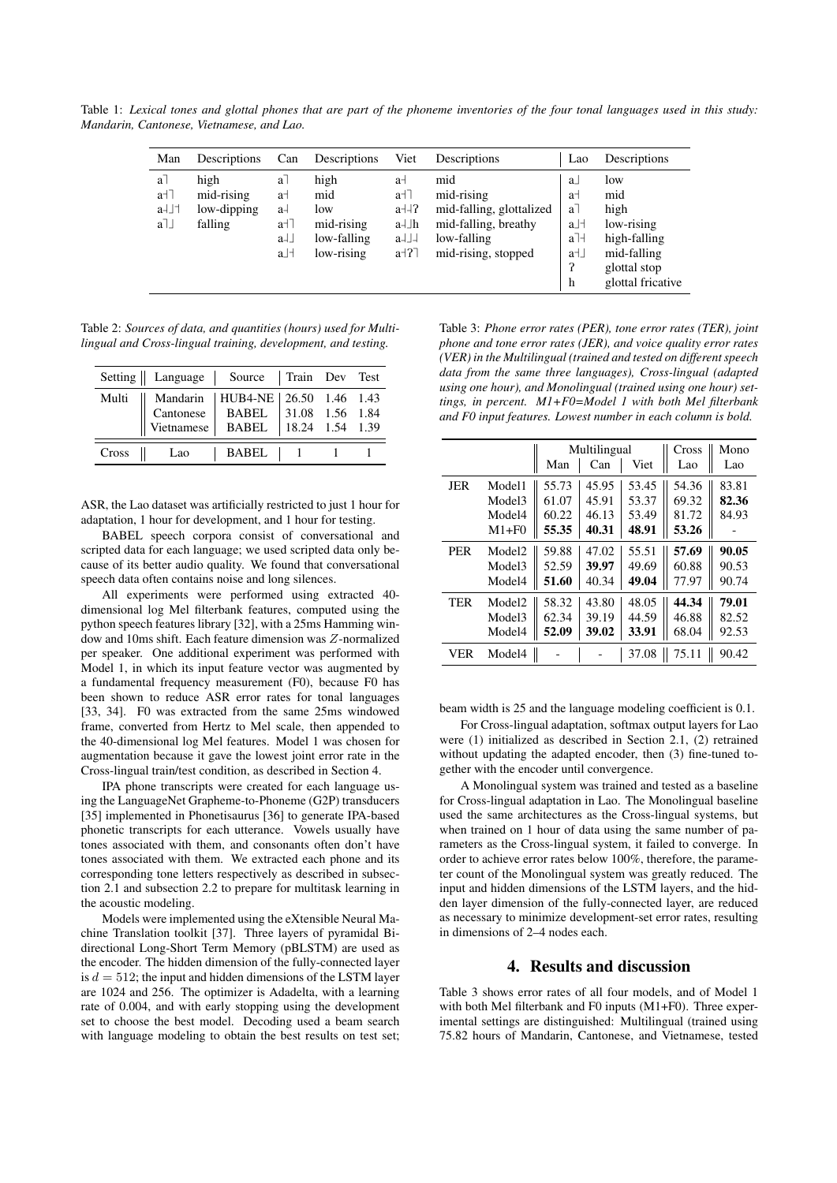Table 1: *Lexical tones and glottal phones that are part of the phoneme inventories of the four tonal languages used in this study: Mandarin, Cantonese, Vietnamese, and Lao.*

| Man | Descriptions | Can | Descriptions | Viet | Descriptions | Lao | Descriptions |
|---|---|---|---|---|---|---|---|
| a˥ | high | a˥ | high | a˧ | mid | a˩ | low |
| a˧˥ | mid-rising | a˧ | mid | a˧˥ | mid-rising | a˧ | mid |
| a˨˩˦ | low-dipping | a˨ | low | a˧˨ʔ | mid-falling, glottalized | a˥ | high |
| a˥˩ | falling | a˧˥ | mid-rising | a˧˨ɦ | mid-falling, breathy | a˩˧ | low-rising |
| | | a˨˩ | low-falling | a˨˩˨ | low-falling | a˥˧ | high-falling |
| | | a˩˧ | low-rising | a˧ʔ˥ | mid-rising, stopped | a˧˩ | mid-falling |
| | | | | | | ʔ | glottal stop |
| | | | | | | h | glottal fricative |

Table 2: *Sources of data, and quantities (hours) used for Multilingual and Cross-lingual training, development, and testing.*

| Setting | Language | Source | Train | Dev | Test |
|---|---|---|---|---|---|
| Multi | Mandarin | HUB4-NE | 26.50 | 1.46 | 1.43 |
| | Cantonese | BABEL | 31.08 | 1.56 | 1.84 |
| | Vietnamese | BABEL | 18.24 | 1.54 | 1.39 |
| Cross | Lao | BABEL | 1 | 1 | 1 |

ASR, the Lao dataset was artificially restricted to just 1 hour for adaptation, 1 hour for development, and 1 hour for testing.

BABEL speech corpora consist of conversational and scripted data for each language; we used scripted data only because of its better audio quality. We found that conversational speech data often contains noise and long silences.

All experiments were performed using extracted 40-dimensional log Mel filterbank features, computed using the python speech features library [32], with a 25ms Hamming window and 10ms shift. Each feature dimension was $Z$-normalized per speaker. One additional experiment was performed with Model 1, in which its input feature vector was augmented by a fundamental frequency measurement (F0), because F0 has been shown to reduce ASR error rates for tonal languages [33, 34]. F0 was extracted from the same 25ms windowed frame, converted from Hertz to Mel scale, then appended to the 40-dimensional log Mel features. Model 1 was chosen for augmentation because it gave the lowest joint error rate in the Cross-lingual train/test condition, as described in Section 4.

IPA phone transcripts were created for each language using the LanguageNet Grapheme-to-Phoneme (G2P) transducers [35] implemented in Phonetisaurus [36] to generate IPA-based phonetic transcripts for each utterance. Vowels usually have tones associated with them, and consonants often don't have tones associated with them. We extracted each phone and its corresponding tone letters respectively as described in subsection 2.1 and subsection 2.2 to prepare for multitask learning in the acoustic modeling.

Models were implemented using the eXtensible Neural Machine Translation toolkit [37]. Three layers of pyramidal Bidirectional Long-Short Term Memory (pBLSTM) are used as the encoder. The hidden dimension of the fully-connected layer is $d = 512$; the input and hidden dimensions of the LSTM layer are 1024 and 256. The optimizer is Adadelta, with a learning rate of 0.004, and with early stopping using the development set to choose the best model. Decoding used a beam search with language modeling to obtain the best results on test set; beam width is 25 and the language modeling coefficient is 0.1.

Table 3: *Phone error rates (PER), tone error rates (TER), joint phone and tone error rates (JER), and voice quality error rates (VER) in the Multilingual (trained and tested on different speech data from the same three languages), Cross-lingual (adapted using one hour), and Monolingual (trained using one hour) settings, in percent. M1+F0=Model 1 with both Mel filterbank and F0 input features. Lowest number in each column is bold.*

| | | Multilingual | | | Cross | Mono |
|---|---|---|---|---|---|---|
| | | Man | Can | Viet | Lao | Lao |
| JER | Model1 | 55.73 | 45.95 | 53.45 | 54.36 | 83.81 |
| | Model3 | 61.07 | 45.91 | 53.37 | 69.32 | **82.36** |
| | Model4 | 60.22 | 46.13 | 53.49 | 81.72 | 84.93 |
| | M1+F0 | **55.35** | **40.31** | **48.91** | **53.26** | - |
| PER | Model2 | 59.88 | 47.02 | 55.51 | **57.69** | **90.05** |
| | Model3 | 52.59 | **39.97** | 49.69 | 60.88 | 90.53 |
| | Model4 | **51.60** | 40.34 | **49.04** | 77.97 | 90.74 |
| TER | Model2 | 58.32 | 43.80 | 48.05 | **44.34** | **79.01** |
| | Model3 | 62.34 | 39.19 | 44.59 | 46.88 | 82.52 |
| | Model4 | **52.09** | **39.02** | **33.91** | 68.04 | 92.53 |
| VER | Model4 | - | - | 37.08 | 75.11 | 90.42 |

For Cross-lingual adaptation, softmax output layers for Lao were (1) initialized as described in Section 2.1, (2) retrained without updating the adapted encoder, then (3) fine-tuned together with the encoder until convergence.

A Monolingual system was trained and tested as a baseline for Cross-lingual adaptation in Lao. The Monolingual baseline used the same architectures as the Cross-lingual systems, but when trained on 1 hour of data using the same number of parameters as the Cross-lingual system, it failed to converge. In order to achieve error rates below 100%, therefore, the parameter count of the Monolingual system was greatly reduced. The input and hidden dimensions of the LSTM layers, and the hidden layer dimension of the fully-connected layer, are reduced as necessary to minimize development-set error rates, resulting in dimensions of 2–4 nodes each.

## 4. Results and discussion

Table 3 shows error rates of all four models, and of Model 1 with both Mel filterbank and F0 inputs (M1+F0). Three experimental settings are distinguished: Multilingual (trained using 75.82 hours of Mandarin, Cantonese, and Vietnamese, tested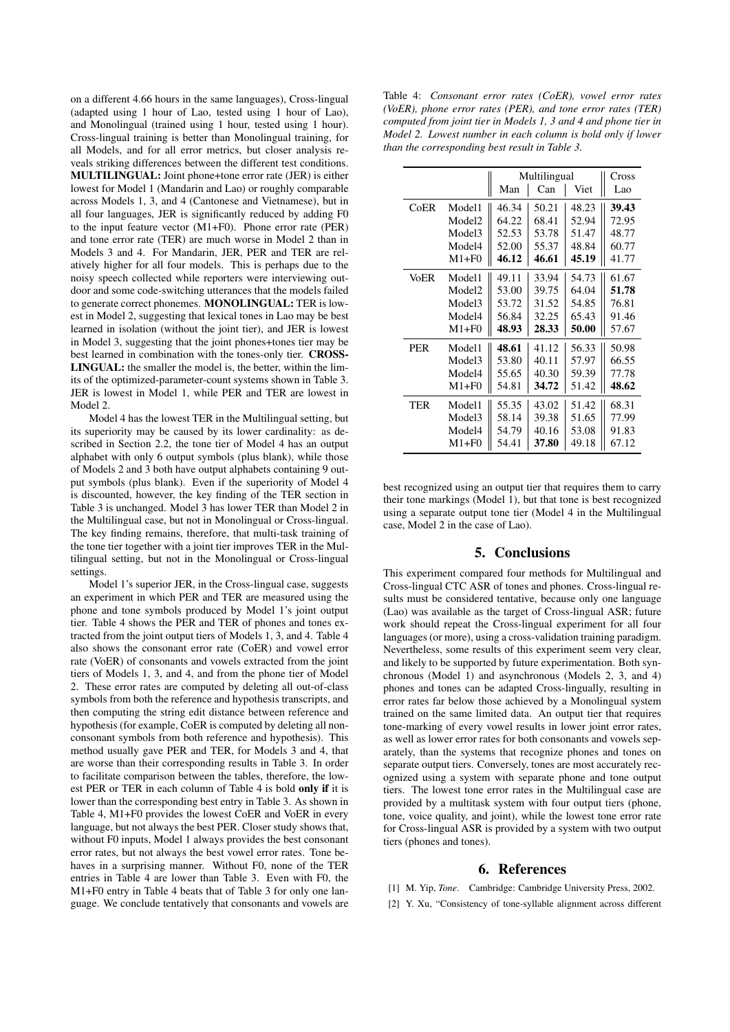on a different 4.66 hours in the same languages), Cross-lingual (adapted using 1 hour of Lao, tested using 1 hour of Lao), and Monolingual (trained using 1 hour, tested using 1 hour). Cross-lingual training is better than Monolingual training, for all Models, and for all error metrics, but closer analysis reveals striking differences between the different test conditions. **MULTILINGUAL:** Joint phone+tone error rate (JER) is either lowest for Model 1 (Mandarin and Lao) or roughly comparable across Models 1, 3, and 4 (Cantonese and Vietnamese), but in all four languages, JER is significantly reduced by adding F0 to the input feature vector (M1+F0). Phone error rate (PER) and tone error rate (TER) are much worse in Model 2 than in Models 3 and 4. For Mandarin, JER, PER and TER are relatively higher for all four models. This is perhaps due to the noisy speech collected while reporters were interviewing outdoor and some code-switching utterances that the models failed to generate correct phonemes. **MONOLINGUAL:** TER is lowest in Model 2, suggesting that lexical tones in Lao may be best learned in isolation (without the joint tier), and JER is lowest in Model 3, suggesting that the joint phones+tones tier may be best learned in combination with the tones-only tier. **CROSS-LINGUAL:** the smaller the model is, the better, within the limits of the optimized-parameter-count systems shown in Table 3. JER is lowest in Model 1, while PER and TER are lowest in Model 2.

Model 4 has the lowest TER in the Multilingual setting, but its superiority may be caused by its lower cardinality: as described in Section 2.2, the tone tier of Model 4 has an output alphabet with only 6 output symbols (plus blank), while those of Models 2 and 3 both have output alphabets containing 9 output symbols (plus blank). Even if the superiority of Model 4 is discounted, however, the key finding of the TER section in Table 3 is unchanged. Model 3 has lower TER than Model 2 in the Multilingual case, but not in Monolingual or Cross-lingual. The key finding remains, therefore, that multi-task training of the tone tier together with a joint tier improves TER in the Multilingual setting, but not in the Monolingual or Cross-lingual settings.

Model 1's superior JER, in the Cross-lingual case, suggests an experiment in which PER and TER are measured using the phone and tone symbols produced by Model 1's joint output tier. Table 4 shows the PER and TER of phones and tones extracted from the joint output tiers of Models 1, 3, and 4. Table 4 also shows the consonant error rate (CoER) and vowel error rate (VoER) of consonants and vowels extracted from the joint tiers of Models 1, 3, and 4, and from the phone tier of Model 2. These error rates are computed by deleting all out-of-class symbols from both the reference and hypothesis transcripts, and then computing the string edit distance between reference and hypothesis (for example, CoER is computed by deleting all non-consonant symbols from both reference and hypothesis). This method usually gave PER and TER, for Models 3 and 4, that are worse than their corresponding results in Table 3. In order to facilitate comparison between the tables, therefore, the lowest PER or TER in each column of Table 4 is bold **only if** it is lower than the corresponding best entry in Table 3. As shown in Table 4, M1+F0 provides the lowest CoER and VoER in every language, but not always the best PER. Closer study shows that, without F0 inputs, Model 1 always provides the best consonant error rates, but not always the best vowel error rates. Tone behaves in a surprising manner. Without F0, none of the TER entries in Table 4 are lower than Table 3. Even with F0, the M1+F0 entry in Table 4 beats that of Table 3 for only one language. We conclude tentatively that consonants and vowels are

*Table 4: Consonant error rates (CoER), vowel error rates (VoER), phone error rates (PER), and tone error rates (TER) computed from joint tier in Models 1, 3 and 4 and phone tier in Model 2. Lowest number in each column is bold only if lower than the corresponding best result in Table 3.*

| | | Multilingual | | | Cross |
|---|---|---|---|---|---|
| | | Man | Can | Viet | Lao |
| CoER | Model1 | 46.34 | 50.21 | 48.23 | **39.43** |
| | Model2 | 64.22 | 68.41 | 52.94 | 72.95 |
| | Model3 | 52.53 | 53.78 | 51.47 | 48.77 |
| | Model4 | 52.00 | 55.37 | 48.84 | 60.77 |
| | M1+F0 | **46.12** | **46.61** | **45.19** | 41.77 |
| VoER | Model1 | 49.11 | 33.94 | 54.73 | 61.67 |
| | Model2 | 53.00 | 39.75 | 64.04 | **51.78** |
| | Model3 | 53.72 | 31.52 | 54.85 | 76.81 |
| | Model4 | 56.84 | 32.25 | 65.43 | 91.46 |
| | M1+F0 | **48.93** | **28.33** | **50.00** | 57.67 |
| PER | Model1 | **48.61** | 41.12 | 56.33 | 50.98 |
| | Model3 | 53.80 | 40.11 | 57.97 | 66.55 |
| | Model4 | 55.65 | 40.30 | 59.39 | 77.78 |
| | M1+F0 | 54.81 | **34.72** | 51.42 | **48.62** |
| TER | Model1 | 55.35 | 43.02 | 51.42 | 68.31 |
| | Model3 | 58.14 | 39.38 | 51.65 | 77.99 |
| | Model4 | 54.79 | 40.16 | 53.08 | 91.83 |
| | M1+F0 | 54.41 | **37.80** | 49.18 | 67.12 |

best recognized using an output tier that requires them to carry their tone markings (Model 1), but that tone is best recognized using a separate output tone tier (Model 4 in the Multilingual case, Model 2 in the case of Lao).

## 5. Conclusions

This experiment compared four methods for Multilingual and Cross-lingual CTC ASR of tones and phones. Cross-lingual results must be considered tentative, because only one language (Lao) was available as the target of Cross-lingual ASR; future work should repeat the Cross-lingual experiment for all four languages (or more), using a cross-validation training paradigm. Nevertheless, some results of this experiment seem very clear, and likely to be supported by future experimentation. Both synchronous (Model 1) and asynchronous (Models 2, 3, and 4) phones and tones can be adapted Cross-lingually, resulting in error rates far below those achieved by a Monolingual system trained on the same limited data. An output tier that requires tone-marking of every vowel results in lower joint error rates, as well as lower error rates for both consonants and vowels separately, than the systems that recognize phones and tones on separate output tiers. Conversely, tones are most accurately recognized using a system with separate phone and tone output tiers. The lowest tone error rates in the Multilingual case are provided by a multitask system with four output tiers (phone, tone, voice quality, and joint), while the lowest tone error rate for Cross-lingual ASR is provided by a system with two output tiers (phones and tones).

## 6. References

[1] M. Yip, *Tone*. Cambridge: Cambridge University Press, 2002.

[2] Y. Xu, "Consistency of tone-syllable alignment across different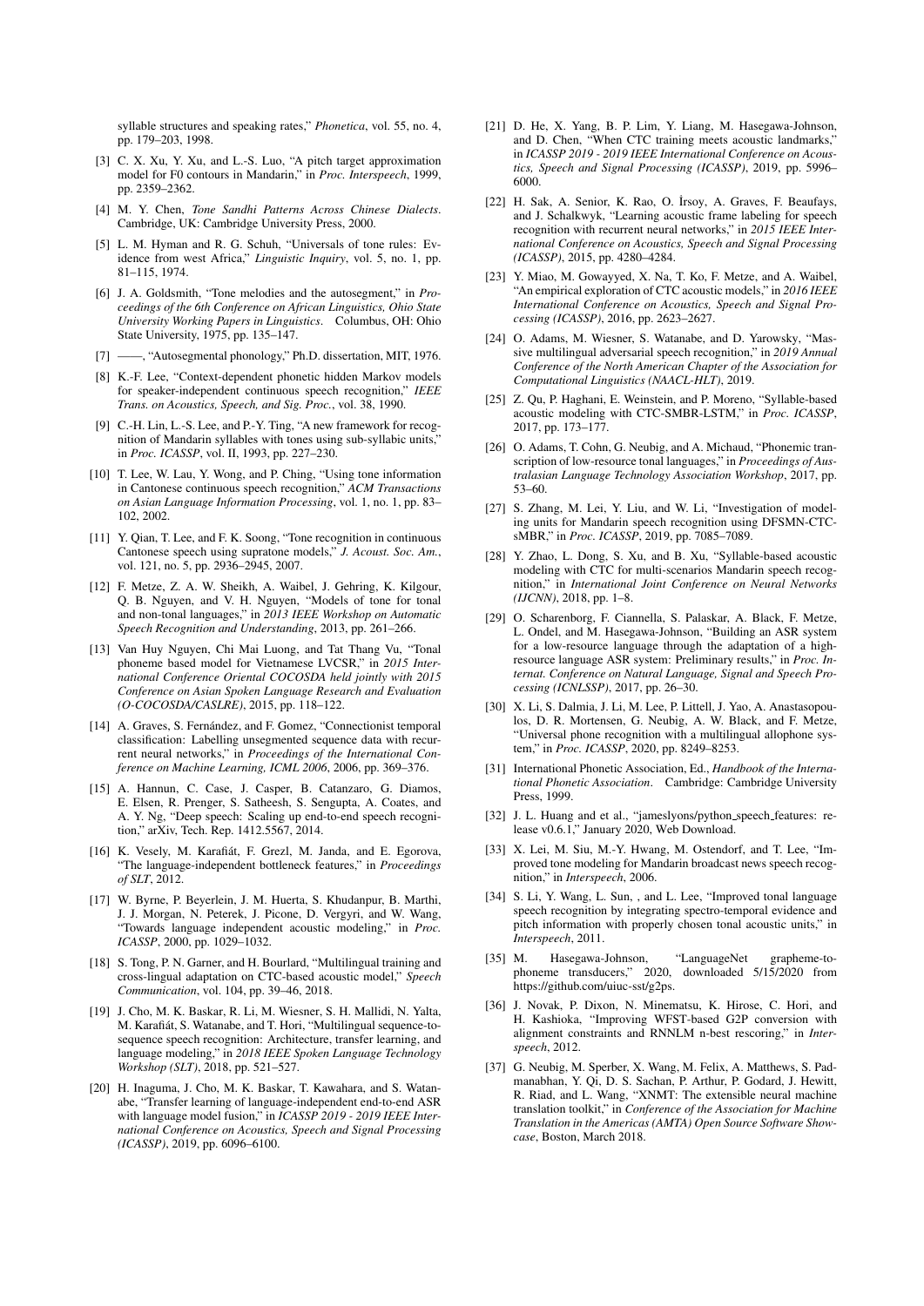syllable structures and speaking rates," *Phonetica*, vol. 55, no. 4, pp. 179–203, 1998.

[3] C. X. Xu, Y. Xu, and L.-S. Luo, "A pitch target approximation model for F0 contours in Mandarin," in *Proc. Interspeech*, 1999, pp. 2359–2362.

[4] M. Y. Chen, *Tone Sandhi Patterns Across Chinese Dialects*. Cambridge, UK: Cambridge University Press, 2000.

[5] L. M. Hyman and R. G. Schuh, "Universals of tone rules: Evidence from west Africa," *Linguistic Inquiry*, vol. 5, no. 1, pp. 81–115, 1974.

[6] J. A. Goldsmith, "Tone melodies and the autosegment," in *Proceedings of the 6th Conference on African Linguistics, Ohio State University Working Papers in Linguistics*. Columbus, OH: Ohio State University, 1975, pp. 135–147.

[7] ——, "Autosegmental phonology," Ph.D. dissertation, MIT, 1976.

[8] K.-F. Lee, "Context-dependent phonetic hidden Markov models for speaker-independent continuous speech recognition," *IEEE Trans. on Acoustics, Speech, and Sig. Proc.*, vol. 38, 1990.

[9] C.-H. Lin, L.-S. Lee, and P.-Y. Ting, "A new framework for recognition of Mandarin syllables with tones using sub-syllabic units," in *Proc. ICASSP*, vol. II, 1993, pp. 227–230.

[10] T. Lee, W. Lau, Y. Wong, and P. Ching, "Using tone information in Cantonese continuous speech recognition," *ACM Transactions on Asian Language Information Processing*, vol. 1, no. 1, pp. 83–102, 2002.

[11] Y. Qian, T. Lee, and F. K. Soong, "Tone recognition in continuous Cantonese speech using supratone models," *J. Acoust. Soc. Am.*, vol. 121, no. 5, pp. 2936–2945, 2007.

[12] F. Metze, Z. A. W. Sheikh, A. Waibel, J. Gehring, K. Kilgour, Q. B. Nguyen, and V. H. Nguyen, "Models of tone for tonal and non-tonal languages," in *2013 IEEE Workshop on Automatic Speech Recognition and Understanding*, 2013, pp. 261–266.

[13] Van Huy Nguyen, Chi Mai Luong, and Tat Thang Vu, "Tonal phoneme based model for Vietnamese LVCSR," in *2015 International Conference Oriental COCOSDA held jointly with 2015 Conference on Asian Spoken Language Research and Evaluation (O-COCOSDA/CASLRE)*, 2015, pp. 118–122.

[14] A. Graves, S. Fernández, and F. Gomez, "Connectionist temporal classification: Labelling unsegmented sequence data with recurrent neural networks," in *Proceedings of the International Conference on Machine Learning, ICML 2006*, 2006, pp. 369–376.

[15] A. Hannun, C. Case, J. Casper, B. Catanzaro, G. Diamos, E. Elsen, R. Prenger, S. Satheesh, S. Sengupta, A. Coates, and A. Y. Ng, "Deep speech: Scaling up end-to-end speech recognition," arXiv, Tech. Rep. 1412.5567, 2014.

[16] K. Vesely, M. Karafiát, F. Grezl, M. Janda, and E. Egorova, "The language-independent bottleneck features," in *Proceedings of SLT*, 2012.

[17] W. Byrne, P. Beyerlein, J. M. Huerta, S. Khudanpur, B. Marthi, J. J. Morgan, N. Peterek, J. Picone, D. Vergyri, and W. Wang, "Towards language independent acoustic modeling," in *Proc. ICASSP*, 2000, pp. 1029–1032.

[18] S. Tong, P. N. Garner, and H. Bourlard, "Multilingual training and cross-lingual adaptation on CTC-based acoustic model," *Speech Communication*, vol. 104, pp. 39–46, 2018.

[19] J. Cho, M. K. Baskar, R. Li, M. Wiesner, S. H. Mallidi, N. Yalta, M. Karafiát, S. Watanabe, and T. Hori, "Multilingual sequence-to-sequence speech recognition: Architecture, transfer learning, and language modeling," in *2018 IEEE Spoken Language Technology Workshop (SLT)*, 2018, pp. 521–527.

[20] H. Inaguma, J. Cho, M. K. Baskar, T. Kawahara, and S. Watanabe, "Transfer learning of language-independent end-to-end ASR with language model fusion," in *ICASSP 2019 - 2019 IEEE International Conference on Acoustics, Speech and Signal Processing (ICASSP)*, 2019, pp. 6096–6100.

[21] D. He, X. Yang, B. P. Lim, Y. Liang, M. Hasegawa-Johnson, and D. Chen, "When CTC training meets acoustic landmarks," in *ICASSP 2019 - 2019 IEEE International Conference on Acoustics, Speech and Signal Processing (ICASSP)*, 2019, pp. 5996–6000.

[22] H. Sak, A. Senior, K. Rao, O. İrsoy, A. Graves, F. Beaufays, and J. Schalkwyk, "Learning acoustic frame labeling for speech recognition with recurrent neural networks," in *2015 IEEE International Conference on Acoustics, Speech and Signal Processing (ICASSP)*, 2015, pp. 4280–4284.

[23] Y. Miao, M. Gowayyed, X. Na, T. Ko, F. Metze, and A. Waibel, "An empirical exploration of CTC acoustic models," in *2016 IEEE International Conference on Acoustics, Speech and Signal Processing (ICASSP)*, 2016, pp. 2623–2627.

[24] O. Adams, M. Wiesner, S. Watanabe, and D. Yarowsky, "Massive multilingual adversarial speech recognition," in *2019 Annual Conference of the North American Chapter of the Association for Computational Linguistics (NAACL-HLT)*, 2019.

[25] Z. Qu, P. Haghani, E. Weinstein, and P. Moreno, "Syllable-based acoustic modeling with CTC-SMBR-LSTM," in *Proc. ICASSP*, 2017, pp. 173–177.

[26] O. Adams, T. Cohn, G. Neubig, and A. Michaud, "Phonemic transcription of low-resource tonal languages," in *Proceedings of Australasian Language Technology Association Workshop*, 2017, pp. 53–60.

[27] S. Zhang, M. Lei, Y. Liu, and W. Li, "Investigation of modeling units for Mandarin speech recognition using DFSMN-CTC-sMBR," in *Proc. ICASSP*, 2019, pp. 7085–7089.

[28] Y. Zhao, L. Dong, S. Xu, and B. Xu, "Syllable-based acoustic modeling with CTC for multi-scenarios Mandarin speech recognition," in *International Joint Conference on Neural Networks (IJCNN)*, 2018, pp. 1–8.

[29] O. Scharenborg, F. Ciannella, S. Palaskar, A. Black, F. Metze, L. Ondel, and M. Hasegawa-Johnson, "Building an ASR system for a low-resource language through the adaptation of a high-resource language ASR system: Preliminary results," in *Proc. Internat. Conference on Natural Language, Signal and Speech Processing (ICNLSSP)*, 2017, pp. 26–30.

[30] X. Li, S. Dalmia, J. Li, M. Lee, P. Littell, J. Yao, A. Anastasopoulos, D. R. Mortensen, G. Neubig, A. W. Black, and F. Metze, "Universal phone recognition with a multilingual allophone system," in *Proc. ICASSP*, 2020, pp. 8249–8253.

[31] International Phonetic Association, Ed., *Handbook of the International Phonetic Association*. Cambridge: Cambridge University Press, 1999.

[32] J. L. Huang and et al., "jameslyons/python_speech_features: release v0.6.1," January 2020, Web Download.

[33] X. Lei, M. Siu, M.-Y. Hwang, M. Ostendorf, and T. Lee, "Improved tone modeling for Mandarin broadcast news speech recognition," in *Interspeech*, 2006.

[34] S. Li, Y. Wang, L. Sun, , and L. Lee, "Improved tonal language speech recognition by integrating spectro-temporal evidence and pitch information with properly chosen tonal acoustic units," in *Interspeech*, 2011.

[35] M. Hasegawa-Johnson, "LanguageNet grapheme-to-phoneme transducers," 2020, downloaded 5/15/2020 from https://github.com/uiuc-sst/g2ps.

[36] J. Novak, P. Dixon, N. Minematsu, K. Hirose, C. Hori, and H. Kashioka, "Improving WFST-based G2P conversion with alignment constraints and RNNLM n-best rescoring," in *Interspeech*, 2012.

[37] G. Neubig, M. Sperber, X. Wang, M. Felix, A. Matthews, S. Padmanabhan, Y. Qi, D. S. Sachan, P. Arthur, P. Godard, J. Hewitt, R. Riad, and L. Wang, "XNMT: The extensible neural machine translation toolkit," in *Conference of the Association for Machine Translation in the Americas (AMTA) Open Source Software Showcase*, Boston, March 2018.